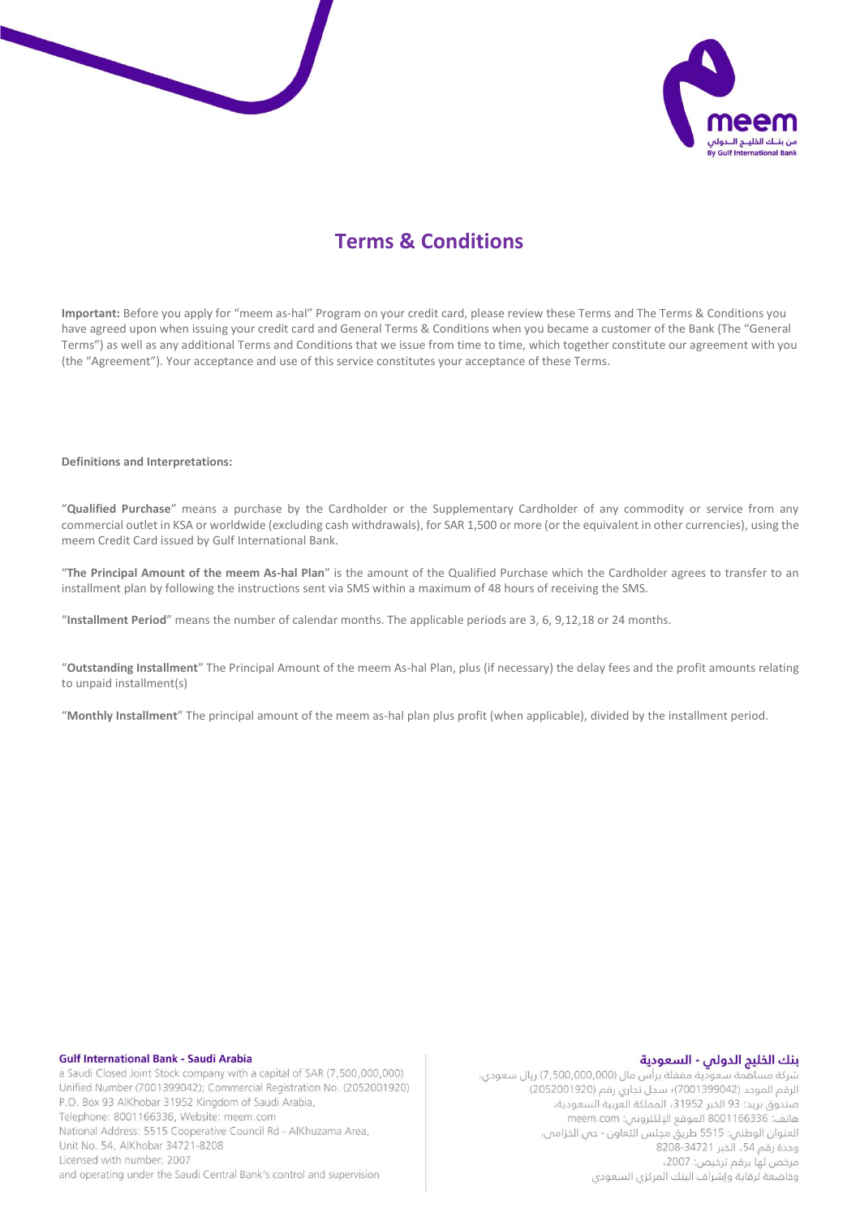# Terms & Conditions

**Important:** Before you apply for "meem as-hal" Program on your credit card, please review these Terms and The Terms & Conditions you have agreed upon when issuing your credit card and General Terms & Conditions when you became a customer of the Bank (The "General Terms") as well as any additional Terms and Conditions that we issue from time to time, which together constitute our agreement with you (the "Agreement"). Your acceptance and use of this service constitutes your acceptance of these Terms.

**Definitions and Interpretations:**

"**Qualified Purchase**" means a purchase by the Cardholder or the Supplementary Cardholder of any commodity or service from any commercial outlet in KSA or worldwide (excluding cash withdrawals), for SAR 1,500 or more (or the equivalent in other currencies), using the meem Credit Card issued by Gulf International Bank.

"**The Principal Amount of the meem As-hal Plan**" is the amount of the Qualified Purchase which the Cardholder agrees to transfer to an installment plan by following the instructions sent via SMS within a maximum of 48 hours of receiving the SMS.

"**Installment Period**" means the number of calendar months. The applicable periods are 3, 6, 9,12,18 or 24 months.

"**Outstanding Installment**" The Principal Amount of the meem As-hal Plan, plus (if necessary) the delay fees and the profit amounts relating to unpaid installment(s)

"**Monthly Installment**" The principal amount of the meem as-hal plan plus profit (when applicable), divided by the installment period.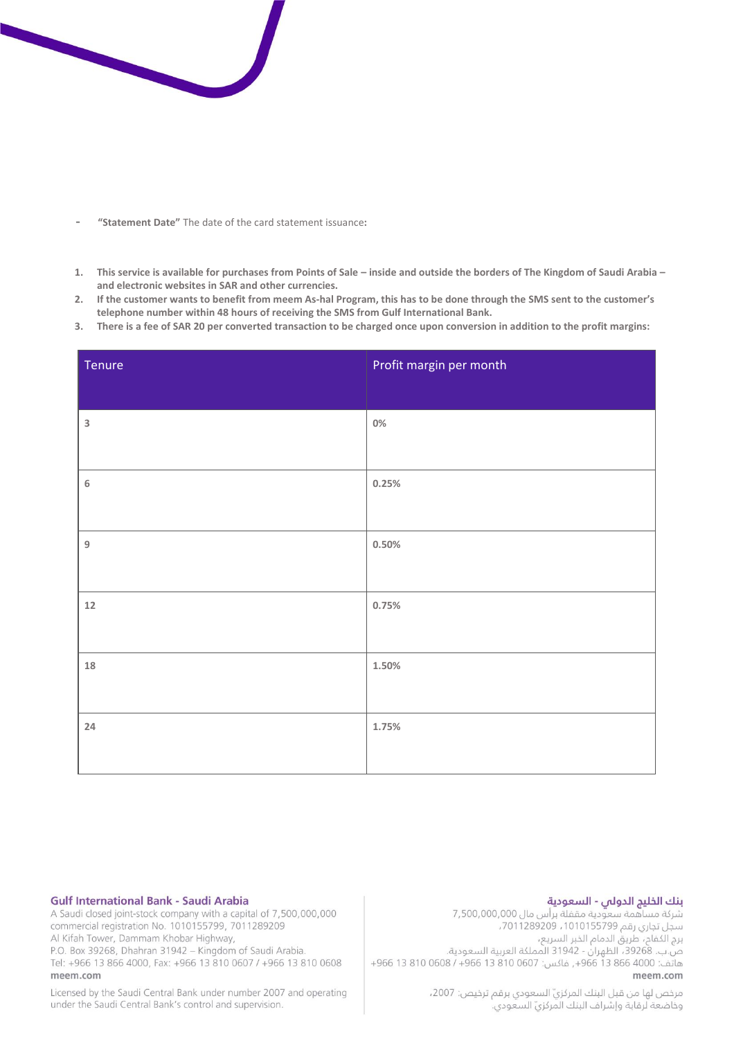- **"Statement Date"** The date of the card statement issuance:

1. **This service is available for purchases from Points of Sale – inside and outside the borders of The Kingdom of Saudi Arabia – and electronic websites in SAR and other currencies.**
2. **If the customer wants to benefit from meem As-hal Program, this has to be done through the SMS sent to the customer's telephone number within 48 hours of receiving the SMS from Gulf International Bank.**
3. **There is a fee of SAR 20 per converted transaction to be charged once upon conversion in addition to the profit margins:**

| Tenure | Profit margin per month |
|---|---|
| **3** | **0%** |
| **6** | **0.25%** |
| **9** | **0.50%** |
| **12** | **0.75%** |
| **18** | **1.50%** |
| **24** | **1.75%** |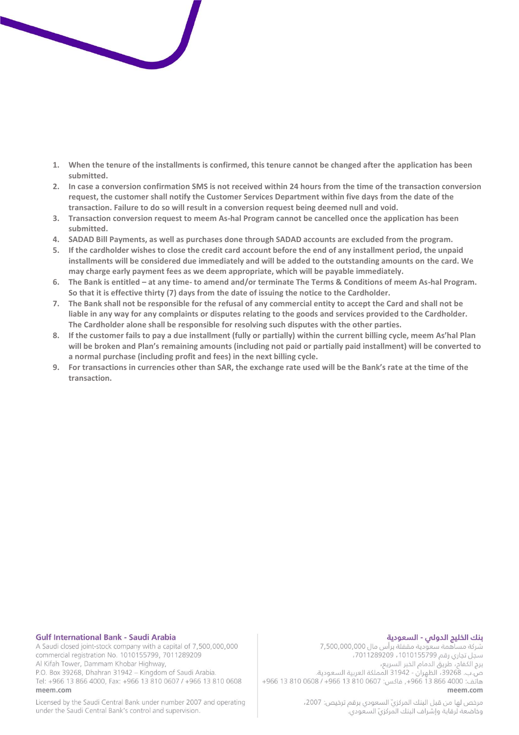1. **When the tenure of the installments is confirmed, this tenure cannot be changed after the application has been submitted.**
2. **In case a conversion confirmation SMS is not received within 24 hours from the time of the transaction conversion request, the customer shall notify the Customer Services Department within five days from the date of the transaction. Failure to do so will result in a conversion request being deemed null and void.**
3. **Transaction conversion request to meem As-hal Program cannot be cancelled once the application has been submitted.**
4. **SADAD Bill Payments, as well as purchases done through SADAD accounts are excluded from the program.**
5. **If the cardholder wishes to close the credit card account before the end of any installment period, the unpaid installments will be considered due immediately and will be added to the outstanding amounts on the card. We may charge early payment fees as we deem appropriate, which will be payable immediately.**
6. **The Bank is entitled – at any time- to amend and/or terminate The Terms & Conditions of meem As-hal Program. So that it is effective thirty (7) days from the date of issuing the notice to the Cardholder.**
7. **The Bank shall not be responsible for the refusal of any commercial entity to accept the Card and shall not be liable in any way for any complaints or disputes relating to the goods and services provided to the Cardholder. The Cardholder alone shall be responsible for resolving such disputes with the other parties.**
8. **If the customer fails to pay a due installment (fully or partially) within the current billing cycle, meem As'hal Plan will be broken and Plan's remaining amounts (including not paid or partially paid installment) will be converted to a normal purchase (including profit and fees) in the next billing cycle.**
9. **For transactions in currencies other than SAR, the exchange rate used will be the Bank's rate at the time of the transaction.**